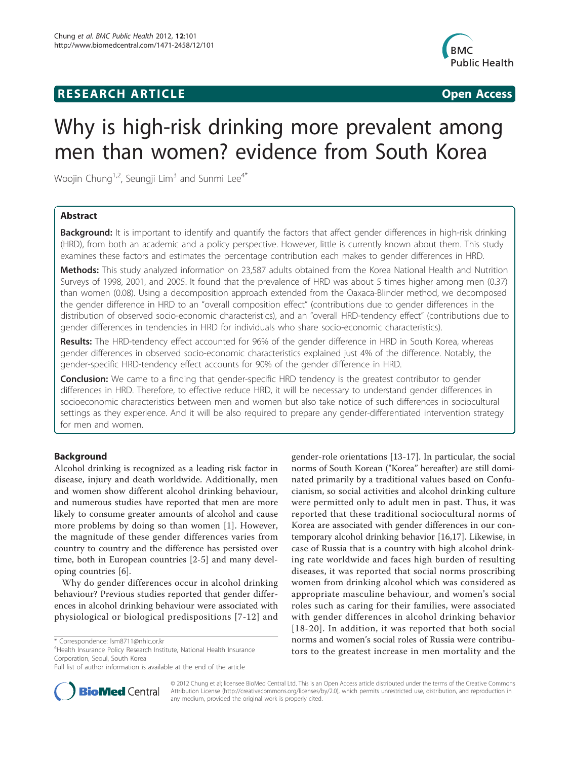## RESEARCH ARTICLE

Open Access

# Why is high-risk drinking more prevalent among men than women? evidence from South Korea

Woojin Chung[1,2], Seungji Lim[3] and Sunmi Lee[4*]

## Abstract

**Background:** It is important to identify and quantify the factors that affect gender differences in high-risk drinking (HRD), from both an academic and a policy perspective. However, little is currently known about them. This study examines these factors and estimates the percentage contribution each makes to gender differences in HRD.

**Methods:** This study analyzed information on 23,587 adults obtained from the Korea National Health and Nutrition Surveys of 1998, 2001, and 2005. It found that the prevalence of HRD was about 5 times higher among men (0.37) than women (0.08). Using a decomposition approach extended from the Oaxaca-Blinder method, we decomposed the gender difference in HRD to an "overall composition effect" (contributions due to gender differences in the distribution of observed socio-economic characteristics), and an "overall HRD-tendency effect" (contributions due to gender differences in tendencies in HRD for individuals who share socio-economic characteristics).

**Results:** The HRD-tendency effect accounted for 96% of the gender difference in HRD in South Korea, whereas gender differences in observed socio-economic characteristics explained just 4% of the difference. Notably, the gender-specific HRD-tendency effect accounts for 90% of the gender difference in HRD.

**Conclusion:** We came to a finding that gender-specific HRD tendency is the greatest contributor to gender differences in HRD. Therefore, to effective reduce HRD, it will be necessary to understand gender differences in socioeconomic characteristics between men and women but also take notice of such differences in sociocultural settings as they experience. And it will be also required to prepare any gender-differentiated intervention strategy for men and women.

## Background

Alcohol drinking is recognized as a leading risk factor in disease, injury and death worldwide. Additionally, men and women show different alcohol drinking behaviour, and numerous studies have reported that men are more likely to consume greater amounts of alcohol and cause more problems by doing so than women [1]. However, the magnitude of these gender differences varies from country to country and the difference has persisted over time, both in European countries [2-5] and many developing countries [6].

Why do gender differences occur in alcohol drinking behaviour? Previous studies reported that gender differences in alcohol drinking behaviour were associated with physiological or biological predispositions [7-12] and gender-role orientations [13-17]. In particular, the social norms of South Korean ("Korea" hereafter) are still dominated primarily by a traditional values based on Confucianism, so social activities and alcohol drinking culture were permitted only to adult men in past. Thus, it was reported that these traditional sociocultural norms of Korea are associated with gender differences in our contemporary alcohol drinking behavior [16,17]. Likewise, in case of Russia that is a country with high alcohol drinking rate worldwide and faces high burden of resulting diseases, it was reported that social norms proscribing women from drinking alcohol which was considered as appropriate masculine behaviour, and women's social roles such as caring for their families, were associated with gender differences in alcohol drinking behavior [18-20]. In addition, it was reported that both social norms and women's social roles of Russia were contributors to the greatest increase in men mortality and the

\* Correspondence: lsm8711@nhic.or.kr

[4]Health Insurance Policy Research Institute, National Health Insurance Corporation, Seoul, South Korea

Full list of author information is available at the end of the article

© 2012 Chung et al; licensee BioMed Central Ltd. This is an Open Access article distributed under the terms of the Creative Commons Attribution License (http://creativecommons.org/licenses/by/2.0), which permits unrestricted use, distribution, and reproduction in any medium, provided the original work is properly cited.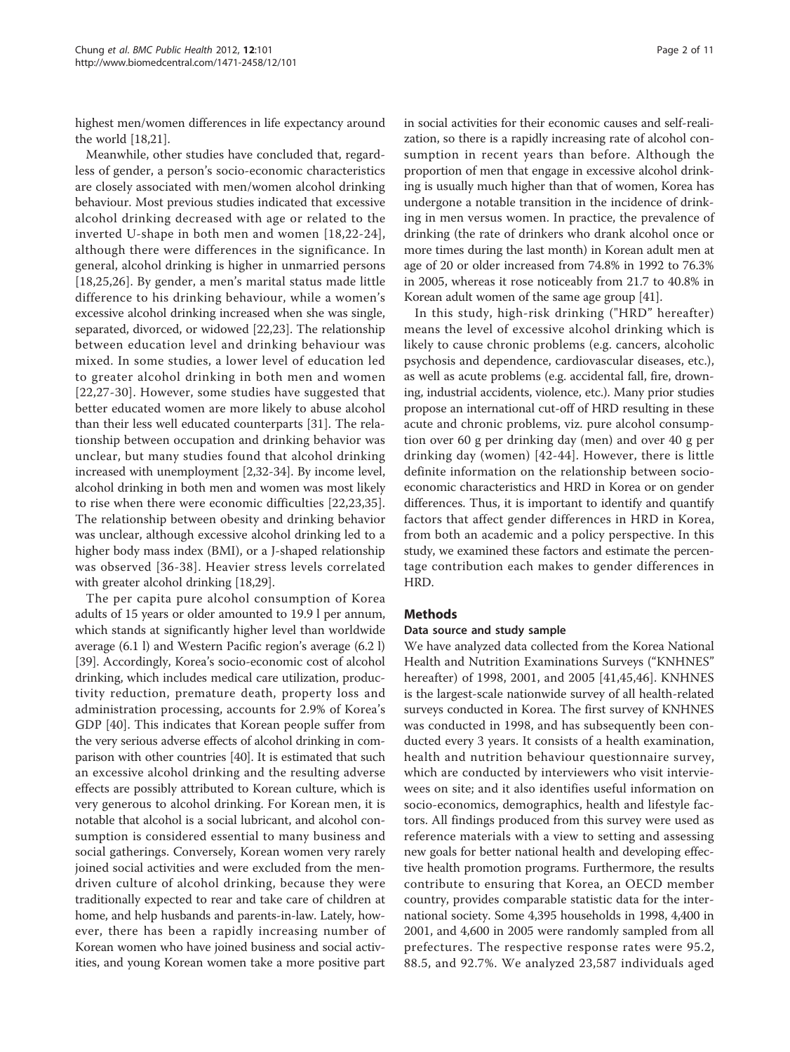highest men/women differences in life expectancy around the world [18,21].

Meanwhile, other studies have concluded that, regardless of gender, a person's socio-economic characteristics are closely associated with men/women alcohol drinking behaviour. Most previous studies indicated that excessive alcohol drinking decreased with age or related to the inverted U-shape in both men and women [18,22-24], although there were differences in the significance. In general, alcohol drinking is higher in unmarried persons [18,25,26]. By gender, a men's marital status made little difference to his drinking behaviour, while a women's excessive alcohol drinking increased when she was single, separated, divorced, or widowed [22,23]. The relationship between education level and drinking behaviour was mixed. In some studies, a lower level of education led to greater alcohol drinking in both men and women [22,27-30]. However, some studies have suggested that better educated women are more likely to abuse alcohol than their less well educated counterparts [31]. The relationship between occupation and drinking behavior was unclear, but many studies found that alcohol drinking increased with unemployment [2,32-34]. By income level, alcohol drinking in both men and women was most likely to rise when there were economic difficulties [22,23,35]. The relationship between obesity and drinking behavior was unclear, although excessive alcohol drinking led to a higher body mass index (BMI), or a J-shaped relationship was observed [36-38]. Heavier stress levels correlated with greater alcohol drinking [18,29].

The per capita pure alcohol consumption of Korea adults of 15 years or older amounted to 19.9 l per annum, which stands at significantly higher level than worldwide average (6.1 l) and Western Pacific region's average (6.2 l) [39]. Accordingly, Korea's socio-economic cost of alcohol drinking, which includes medical care utilization, productivity reduction, premature death, property loss and administration processing, accounts for 2.9% of Korea's GDP [40]. This indicates that Korean people suffer from the very serious adverse effects of alcohol drinking in comparison with other countries [40]. It is estimated that such an excessive alcohol drinking and the resulting adverse effects are possibly attributed to Korean culture, which is very generous to alcohol drinking. For Korean men, it is notable that alcohol is a social lubricant, and alcohol consumption is considered essential to many business and social gatherings. Conversely, Korean women very rarely joined social activities and were excluded from the men-driven culture of alcohol drinking, because they were traditionally expected to rear and take care of children at home, and help husbands and parents-in-law. Lately, however, there has been a rapidly increasing number of Korean women who have joined business and social activities, and young Korean women take a more positive part in social activities for their economic causes and self-realization, so there is a rapidly increasing rate of alcohol consumption in recent years than before. Although the proportion of men that engage in excessive alcohol drinking is usually much higher than that of women, Korea has undergone a notable transition in the incidence of drinking in men versus women. In practice, the prevalence of drinking (the rate of drinkers who drank alcohol once or more times during the last month) in Korean adult men at age of 20 or older increased from 74.8% in 1992 to 76.3% in 2005, whereas it rose noticeably from 21.7 to 40.8% in Korean adult women of the same age group [41].

In this study, high-risk drinking ("HRD" hereafter) means the level of excessive alcohol drinking which is likely to cause chronic problems (e.g. cancers, alcoholic psychosis and dependence, cardiovascular diseases, etc.), as well as acute problems (e.g. accidental fall, fire, drowning, industrial accidents, violence, etc.). Many prior studies propose an international cut-off of HRD resulting in these acute and chronic problems, viz. pure alcohol consumption over 60 g per drinking day (men) and over 40 g per drinking day (women) [42-44]. However, there is little definite information on the relationship between socio-economic characteristics and HRD in Korea or on gender differences. Thus, it is important to identify and quantify factors that affect gender differences in HRD in Korea, from both an academic and a policy perspective. In this study, we examined these factors and estimate the percentage contribution each makes to gender differences in HRD.

## Methods

### Data source and study sample

We have analyzed data collected from the Korea National Health and Nutrition Examinations Surveys ("KNHNES" hereafter) of 1998, 2001, and 2005 [41,45,46]. KNHNES is the largest-scale nationwide survey of all health-related surveys conducted in Korea. The first survey of KNHNES was conducted in 1998, and has subsequently been conducted every 3 years. It consists of a health examination, health and nutrition behaviour questionnaire survey, which are conducted by interviewers who visit interviewees on site; and it also identifies useful information on socio-economics, demographics, health and lifestyle factors. All findings produced from this survey were used as reference materials with a view to setting and assessing new goals for better national health and developing effective health promotion programs. Furthermore, the results contribute to ensuring that Korea, an OECD member country, provides comparable statistic data for the international society. Some 4,395 households in 1998, 4,400 in 2001, and 4,600 in 2005 were randomly sampled from all prefectures. The respective response rates were 95.2, 88.5, and 92.7%. We analyzed 23,587 individuals aged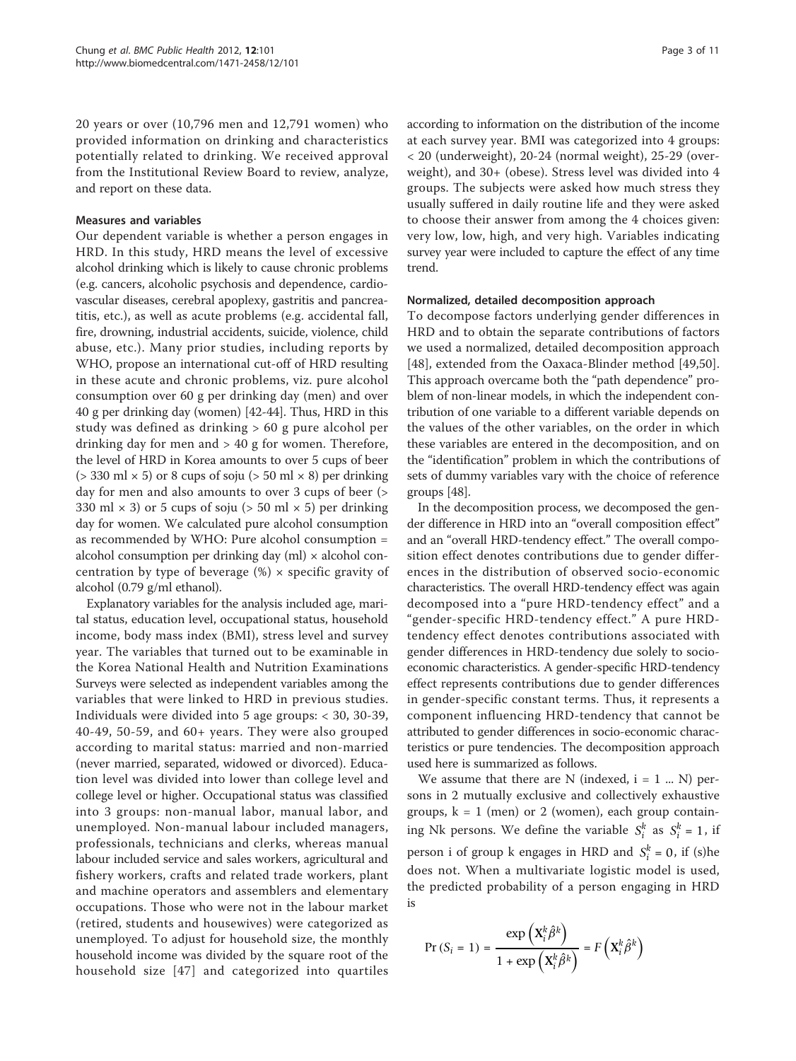20 years or over (10,796 men and 12,791 women) who provided information on drinking and characteristics potentially related to drinking. We received approval from the Institutional Review Board to review, analyze, and report on these data.

### Measures and variables

Our dependent variable is whether a person engages in HRD. In this study, HRD means the level of excessive alcohol drinking which is likely to cause chronic problems (e.g. cancers, alcoholic psychosis and dependence, cardiovascular diseases, cerebral apoplexy, gastritis and pancreatitis, etc.), as well as acute problems (e.g. accidental fall, fire, drowning, industrial accidents, suicide, violence, child abuse, etc.). Many prior studies, including reports by WHO, propose an international cut-off of HRD resulting in these acute and chronic problems, viz. pure alcohol consumption over 60 g per drinking day (men) and over 40 g per drinking day (women) [42-44]. Thus, HRD in this study was defined as drinking > 60 g pure alcohol per drinking day for men and > 40 g for women. Therefore, the level of HRD in Korea amounts to over 5 cups of beer (> 330 ml × 5) or 8 cups of soju (> 50 ml × 8) per drinking day for men and also amounts to over 3 cups of beer (> 330 ml × 3) or 5 cups of soju (> 50 ml × 5) per drinking day for women. We calculated pure alcohol consumption as recommended by WHO: Pure alcohol consumption = alcohol consumption per drinking day (ml) × alcohol concentration by type of beverage (%) × specific gravity of alcohol (0.79 g/ml ethanol).

Explanatory variables for the analysis included age, marital status, education level, occupational status, household income, body mass index (BMI), stress level and survey year. The variables that turned out to be examinable in the Korea National Health and Nutrition Examinations Surveys were selected as independent variables among the variables that were linked to HRD in previous studies. Individuals were divided into 5 age groups: < 30, 30-39, 40-49, 50-59, and 60+ years. They were also grouped according to marital status: married and non-married (never married, separated, widowed or divorced). Education level was divided into lower than college level and college level or higher. Occupational status was classified into 3 groups: non-manual labor, manual labor, and unemployed. Non-manual labour included managers, professionals, technicians and clerks, whereas manual labour included service and sales workers, agricultural and fishery workers, crafts and related trade workers, plant and machine operators and assemblers and elementary occupations. Those who were not in the labour market (retired, students and housewives) were categorized as unemployed. To adjust for household size, the monthly household income was divided by the square root of the household size [47] and categorized into quartiles according to information on the distribution of the income at each survey year. BMI was categorized into 4 groups: < 20 (underweight), 20-24 (normal weight), 25-29 (overweight), and 30+ (obese). Stress level was divided into 4 groups. The subjects were asked how much stress they usually suffered in daily routine life and they were asked to choose their answer from among the 4 choices given: very low, low, high, and very high. Variables indicating survey year were included to capture the effect of any time trend.

### Normalized, detailed decomposition approach

To decompose factors underlying gender differences in HRD and to obtain the separate contributions of factors we used a normalized, detailed decomposition approach [48], extended from the Oaxaca-Blinder method [49,50]. This approach overcame both the "path dependence" problem of non-linear models, in which the independent contribution of one variable to a different variable depends on the values of the other variables, on the order in which these variables are entered in the decomposition, and on the "identification" problem in which the contributions of sets of dummy variables vary with the choice of reference groups [48].

In the decomposition process, we decomposed the gender difference in HRD into an "overall composition effect" and an "overall HRD-tendency effect." The overall composition effect denotes contributions due to gender differences in the distribution of observed socio-economic characteristics. The overall HRD-tendency effect was again decomposed into a "pure HRD-tendency effect" and a "gender-specific HRD-tendency effect." A pure HRD-tendency effect denotes contributions associated with gender differences in HRD-tendency due solely to socio-economic characteristics. A gender-specific HRD-tendency effect represents contributions due to gender differences in gender-specific constant terms. Thus, it represents a component influencing HRD-tendency that cannot be attributed to gender differences in socio-economic characteristics or pure tendencies. The decomposition approach used here is summarized as follows.

We assume that there are N (indexed, i = 1 ... N) persons in 2 mutually exclusive and collectively exhaustive groups, k = 1 (men) or 2 (women), each group containing Nk persons. We define the variable $S_i^k$ as $S_i^k = 1$, if person i of group k engages in HRD and $S_i^k = 0$, if (s)he does not. When a multivariate logistic model is used, the predicted probability of a person engaging in HRD is

$$\Pr(S_i = 1) = \frac{\exp\left(\mathbf{X}_i^k \hat{\beta}^k\right)}{1 + \exp\left(\mathbf{X}_i^k \hat{\beta}^k\right)} = F\left(\mathbf{X}_i^k \hat{\beta}^k\right)$$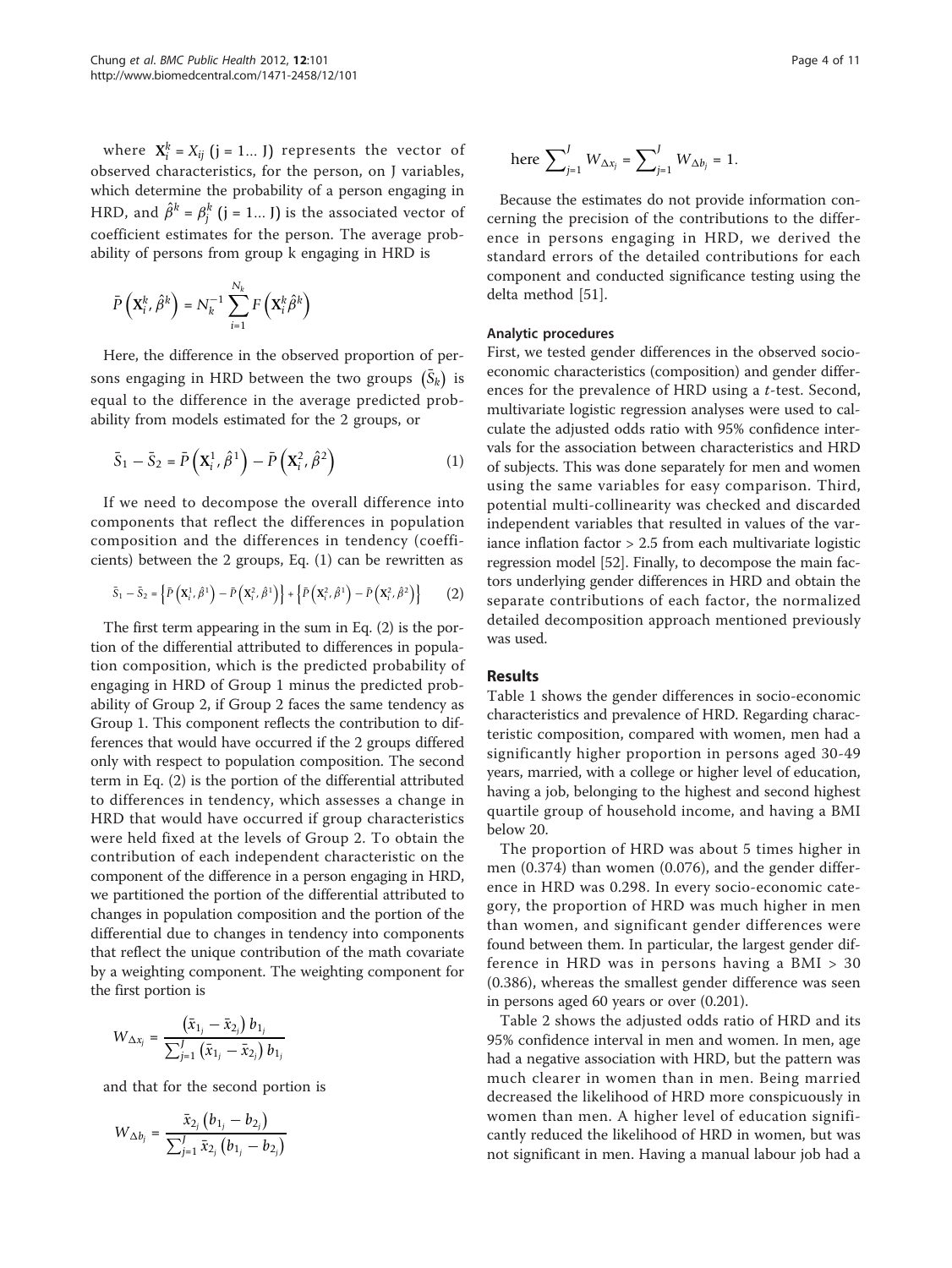where $\mathbf{X}_i^k = X_{ij}$ (j = 1... J) represents the vector of observed characteristics, for the person, on J variables, which determine the probability of a person engaging in HRD, and $\hat{\beta}^k = \beta_j^k$ (j = 1... J) is the associated vector of coefficient estimates for the person. The average probability of persons from group k engaging in HRD is

$$\bar{P}\left(\mathbf{X}_i^k, \hat{\beta}^k\right) = N_k^{-1} \sum_{i=1}^{N_k} F\left(\mathbf{X}_i^k \hat{\beta}^k\right)$$

Here, the difference in the observed proportion of persons engaging in HRD between the two groups $\left(\bar{S}_k\right)$ is equal to the difference in the average predicted probability from models estimated for the 2 groups, or

$$\bar{S}_1 - \bar{S}_2 = \bar{P}\left(\mathbf{X}_i^1, \hat{\beta}^1\right) - \bar{P}\left(\mathbf{X}_i^2, \hat{\beta}^2\right) \quad (1)$$

If we need to decompose the overall difference into components that reflect the differences in population composition and the differences in tendency (coefficients) between the 2 groups, Eq. (1) can be rewritten as

$$\bar{S}_1 - \bar{S}_2 = \left\{\bar{P}\left(\mathbf{X}_i^1, \hat{\beta}^1\right) - \bar{P}\left(\mathbf{X}_i^2, \hat{\beta}^1\right)\right\} + \left\{\bar{P}\left(\mathbf{X}_i^2, \hat{\beta}^1\right) - \bar{P}\left(\mathbf{X}_i^2, \hat{\beta}^2\right)\right\} \quad (2)$$

The first term appearing in the sum in Eq. (2) is the portion of the differential attributed to differences in population composition, which is the predicted probability of engaging in HRD of Group 1 minus the predicted probability of Group 2, if Group 2 faces the same tendency as Group 1. This component reflects the contribution to differences that would have occurred if the 2 groups differed only with respect to population composition. The second term in Eq. (2) is the portion of the differential attributed to differences in tendency, which assesses a change in HRD that would have occurred if group characteristics were held fixed at the levels of Group 2. To obtain the contribution of each independent characteristic on the component of the difference in a person engaging in HRD, we partitioned the portion of the differential attributed to changes in population composition and the portion of the differential due to changes in tendency into components that reflect the unique contribution of the math covariate by a weighting component. The weighting component for the first portion is

$$W_{\Delta x_j} = \frac{\left(\bar{x}_{1_j} - \bar{x}_{2_j}\right) b_{1_j}}{\sum_{j=1}^{J} \left(\bar{x}_{1_j} - \bar{x}_{2_j}\right) b_{1_j}}$$

and that for the second portion is

$$W_{\Delta b_j} = \frac{\bar{x}_{2_j}\left(b_{1_j} - b_{2_j}\right)}{\sum_{j=1}^{J} \bar{x}_{2_j}\left(b_{1_j} - b_{2_j}\right)}$$

here $\sum_{j=1}^{J} W_{\Delta x_j} = \sum_{j=1}^{J} W_{\Delta b_j} = 1$.

Because the estimates do not provide information concerning the precision of the contributions to the difference in persons engaging in HRD, we derived the standard errors of the detailed contributions for each component and conducted significance testing using the delta method [51].

### Analytic procedures

First, we tested gender differences in the observed socio-economic characteristics (composition) and gender differences for the prevalence of HRD using a *t*-test. Second, multivariate logistic regression analyses were used to calculate the adjusted odds ratio with 95% confidence intervals for the association between characteristics and HRD of subjects. This was done separately for men and women using the same variables for easy comparison. Third, potential multi-collinearity was checked and discarded independent variables that resulted in values of the variance inflation factor > 2.5 from each multivariate logistic regression model [52]. Finally, to decompose the main factors underlying gender differences in HRD and obtain the separate contributions of each factor, the normalized detailed decomposition approach mentioned previously was used.

## Results

Table 1 shows the gender differences in socio-economic characteristics and prevalence of HRD. Regarding characteristic composition, compared with women, men had a significantly higher proportion in persons aged 30-49 years, married, with a college or higher level of education, having a job, belonging to the highest and second highest quartile group of household income, and having a BMI below 20.

The proportion of HRD was about 5 times higher in men (0.374) than women (0.076), and the gender difference in HRD was 0.298. In every socio-economic category, the proportion of HRD was much higher in men than women, and significant gender differences were found between them. In particular, the largest gender difference in HRD was in persons having a BMI > 30 (0.386), whereas the smallest gender difference was seen in persons aged 60 years or over (0.201).

Table 2 shows the adjusted odds ratio of HRD and its 95% confidence interval in men and women. In men, age had a negative association with HRD, but the pattern was much clearer in women than in men. Being married decreased the likelihood of HRD more conspicuously in women than men. A higher level of education significantly reduced the likelihood of HRD in women, but was not significant in men. Having a manual labour job had a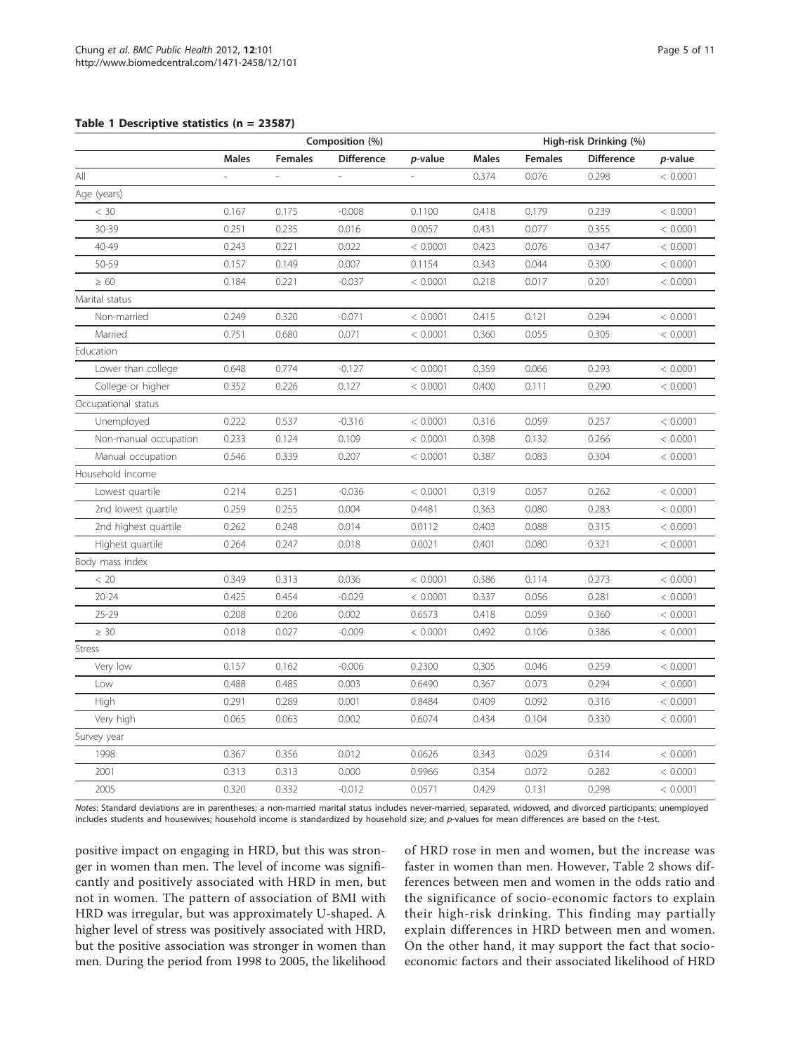**Table 1 Descriptive statistics (n = 23587)**

| | Composition (%) | | | | High-risk Drinking (%) | | | |
|---|---|---|---|---|---|---|---|---|
| | Males | Females | Difference | *p*-value | Males | Females | Difference | *p*-value |
| All | - | - | - | - | 0.374 | 0.076 | 0.298 | < 0.0001 |
| Age (years) | | | | | | | | |
| < 30 | 0.167 | 0.175 | -0.008 | 0.1100 | 0.418 | 0.179 | 0.239 | < 0.0001 |
| 30-39 | 0.251 | 0.235 | 0.016 | 0.0057 | 0.431 | 0.077 | 0.355 | < 0.0001 |
| 40-49 | 0.243 | 0.221 | 0.022 | < 0.0001 | 0.423 | 0.076 | 0.347 | < 0.0001 |
| 50-59 | 0.157 | 0.149 | 0.007 | 0.1154 | 0.343 | 0.044 | 0.300 | < 0.0001 |
| ≥ 60 | 0.184 | 0.221 | -0.037 | < 0.0001 | 0.218 | 0.017 | 0.201 | < 0.0001 |
| Marital status | | | | | | | | |
| Non-married | 0.249 | 0.320 | -0.071 | < 0.0001 | 0.415 | 0.121 | 0.294 | < 0.0001 |
| Married | 0.751 | 0.680 | 0.071 | < 0.0001 | 0.360 | 0.055 | 0.305 | < 0.0001 |
| Education | | | | | | | | |
| Lower than college | 0.648 | 0.774 | -0.127 | < 0.0001 | 0.359 | 0.066 | 0.293 | < 0.0001 |
| College or higher | 0.352 | 0.226 | 0.127 | < 0.0001 | 0.400 | 0.111 | 0.290 | < 0.0001 |
| Occupational status | | | | | | | | |
| Unemployed | 0.222 | 0.537 | -0.316 | < 0.0001 | 0.316 | 0.059 | 0.257 | < 0.0001 |
| Non-manual occupation | 0.233 | 0.124 | 0.109 | < 0.0001 | 0.398 | 0.132 | 0.266 | < 0.0001 |
| Manual occupation | 0.546 | 0.339 | 0.207 | < 0.0001 | 0.387 | 0.083 | 0.304 | < 0.0001 |
| Household income | | | | | | | | |
| Lowest quartile | 0.214 | 0.251 | -0.036 | < 0.0001 | 0.319 | 0.057 | 0.262 | < 0.0001 |
| 2nd lowest quartile | 0.259 | 0.255 | 0.004 | 0.4481 | 0.363 | 0.080 | 0.283 | < 0.0001 |
| 2nd highest quartile | 0.262 | 0.248 | 0.014 | 0.0112 | 0.403 | 0.088 | 0.315 | < 0.0001 |
| Highest quartile | 0.264 | 0.247 | 0.018 | 0.0021 | 0.401 | 0.080 | 0.321 | < 0.0001 |
| Body mass index | | | | | | | | |
| < 20 | 0.349 | 0.313 | 0.036 | < 0.0001 | 0.386 | 0.114 | 0.273 | < 0.0001 |
| 20-24 | 0.425 | 0.454 | -0.029 | < 0.0001 | 0.337 | 0.056 | 0.281 | < 0.0001 |
| 25-29 | 0.208 | 0.206 | 0.002 | 0.6573 | 0.418 | 0.059 | 0.360 | < 0.0001 |
| ≥ 30 | 0.018 | 0.027 | -0.009 | < 0.0001 | 0.492 | 0.106 | 0.386 | < 0.0001 |
| Stress | | | | | | | | |
| Very low | 0.157 | 0.162 | -0.006 | 0.2300 | 0.305 | 0.046 | 0.259 | < 0.0001 |
| Low | 0.488 | 0.485 | 0.003 | 0.6490 | 0.367 | 0.073 | 0.294 | < 0.0001 |
| High | 0.291 | 0.289 | 0.001 | 0.8484 | 0.409 | 0.092 | 0.316 | < 0.0001 |
| Very high | 0.065 | 0.063 | 0.002 | 0.6074 | 0.434 | 0.104 | 0.330 | < 0.0001 |
| Survey year | | | | | | | | |
| 1998 | 0.367 | 0.356 | 0.012 | 0.0626 | 0.343 | 0.029 | 0.314 | < 0.0001 |
| 2001 | 0.313 | 0.313 | 0.000 | 0.9966 | 0.354 | 0.072 | 0.282 | < 0.0001 |
| 2005 | 0.320 | 0.332 | -0.012 | 0.0571 | 0.429 | 0.131 | 0.298 | < 0.0001 |

*Notes*: Standard deviations are in parentheses; a non-married marital status includes never-married, separated, widowed, and divorced participants; unemployed includes students and housewives; household income is standardized by household size; and *p*-values for mean differences are based on the *t*-test.

positive impact on engaging in HRD, but this was stronger in women than men. The level of income was significantly and positively associated with HRD in men, but not in women. The pattern of association of BMI with HRD was irregular, but was approximately U-shaped. A higher level of stress was positively associated with HRD, but the positive association was stronger in women than men. During the period from 1998 to 2005, the likelihood of HRD rose in men and women, but the increase was faster in women than men. However, Table 2 shows differences between men and women in the odds ratio and the significance of socio-economic factors to explain their high-risk drinking. This finding may partially explain differences in HRD between men and women. On the other hand, it may support the fact that socio-economic factors and their associated likelihood of HRD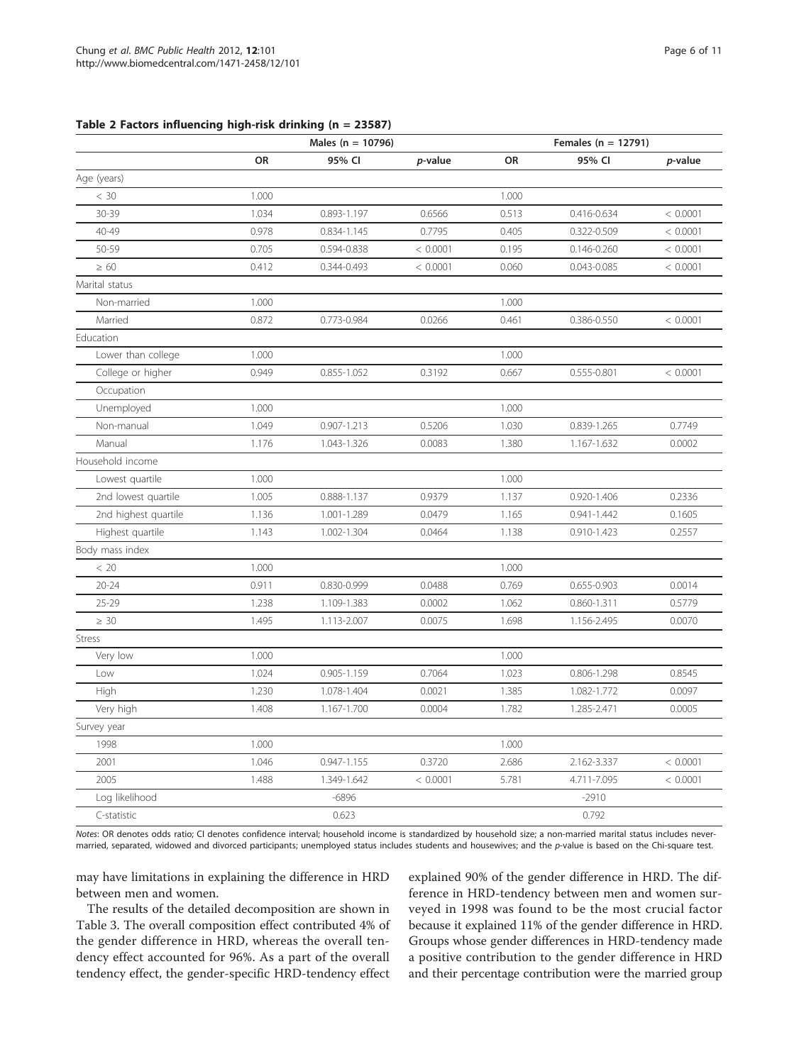**Table 2 Factors influencing high-risk drinking (n = 23587)**

| | Males (n = 10796) | | | Females (n = 12791) | | |
|---|---|---|---|---|---|---|
| | OR | 95% CI | *p*-value | OR | 95% CI | *p*-value |
| Age (years) | | | | | | |
| < 30 | 1.000 | | | 1.000 | | |
| 30-39 | 1.034 | 0.893-1.197 | 0.6566 | 0.513 | 0.416-0.634 | < 0.0001 |
| 40-49 | 0.978 | 0.834-1.145 | 0.7795 | 0.405 | 0.322-0.509 | < 0.0001 |
| 50-59 | 0.705 | 0.594-0.838 | < 0.0001 | 0.195 | 0.146-0.260 | < 0.0001 |
| ≥ 60 | 0.412 | 0.344-0.493 | < 0.0001 | 0.060 | 0.043-0.085 | < 0.0001 |
| Marital status | | | | | | |
| Non-married | 1.000 | | | 1.000 | | |
| Married | 0.872 | 0.773-0.984 | 0.0266 | 0.461 | 0.386-0.550 | < 0.0001 |
| Education | | | | | | |
| Lower than college | 1.000 | | | 1.000 | | |
| College or higher | 0.949 | 0.855-1.052 | 0.3192 | 0.667 | 0.555-0.801 | < 0.0001 |
| Occupation | | | | | | |
| Unemployed | 1.000 | | | 1.000 | | |
| Non-manual | 1.049 | 0.907-1.213 | 0.5206 | 1.030 | 0.839-1.265 | 0.7749 |
| Manual | 1.176 | 1.043-1.326 | 0.0083 | 1.380 | 1.167-1.632 | 0.0002 |
| Household income | | | | | | |
| Lowest quartile | 1.000 | | | 1.000 | | |
| 2nd lowest quartile | 1.005 | 0.888-1.137 | 0.9379 | 1.137 | 0.920-1.406 | 0.2336 |
| 2nd highest quartile | 1.136 | 1.001-1.289 | 0.0479 | 1.165 | 0.941-1.442 | 0.1605 |
| Highest quartile | 1.143 | 1.002-1.304 | 0.0464 | 1.138 | 0.910-1.423 | 0.2557 |
| Body mass index | | | | | | |
| < 20 | 1.000 | | | 1.000 | | |
| 20-24 | 0.911 | 0.830-0.999 | 0.0488 | 0.769 | 0.655-0.903 | 0.0014 |
| 25-29 | 1.238 | 1.109-1.383 | 0.0002 | 1.062 | 0.860-1.311 | 0.5779 |
| ≥ 30 | 1.495 | 1.113-2.007 | 0.0075 | 1.698 | 1.156-2.495 | 0.0070 |
| Stress | | | | | | |
| Very low | 1.000 | | | 1.000 | | |
| Low | 1.024 | 0.905-1.159 | 0.7064 | 1.023 | 0.806-1.298 | 0.8545 |
| High | 1.230 | 1.078-1.404 | 0.0021 | 1.385 | 1.082-1.772 | 0.0097 |
| Very high | 1.408 | 1.167-1.700 | 0.0004 | 1.782 | 1.285-2.471 | 0.0005 |
| Survey year | | | | | | |
| 1998 | 1.000 | | | 1.000 | | |
| 2001 | 1.046 | 0.947-1.155 | 0.3720 | 2.686 | 2.162-3.337 | < 0.0001 |
| 2005 | 1.488 | 1.349-1.642 | < 0.0001 | 5.781 | 4.711-7.095 | < 0.0001 |
| Log likelihood | | -6896 | | | -2910 | |
| C-statistic | | 0.623 | | | 0.792 | |

*Notes*: OR denotes odds ratio; CI denotes confidence interval; household income is standardized by household size; a non-married marital status includes never-married, separated, widowed and divorced participants; unemployed status includes students and housewives; and the *p*-value is based on the Chi-square test.

may have limitations in explaining the difference in HRD between men and women.

The results of the detailed decomposition are shown in Table 3. The overall composition effect contributed 4% of the gender difference in HRD, whereas the overall tendency effect accounted for 96%. As a part of the overall tendency effect, the gender-specific HRD-tendency effect explained 90% of the gender difference in HRD. The difference in HRD-tendency between men and women surveyed in 1998 was found to be the most crucial factor because it explained 11% of the gender difference in HRD. Groups whose gender differences in HRD-tendency made a positive contribution to the gender difference in HRD and their percentage contribution were the married group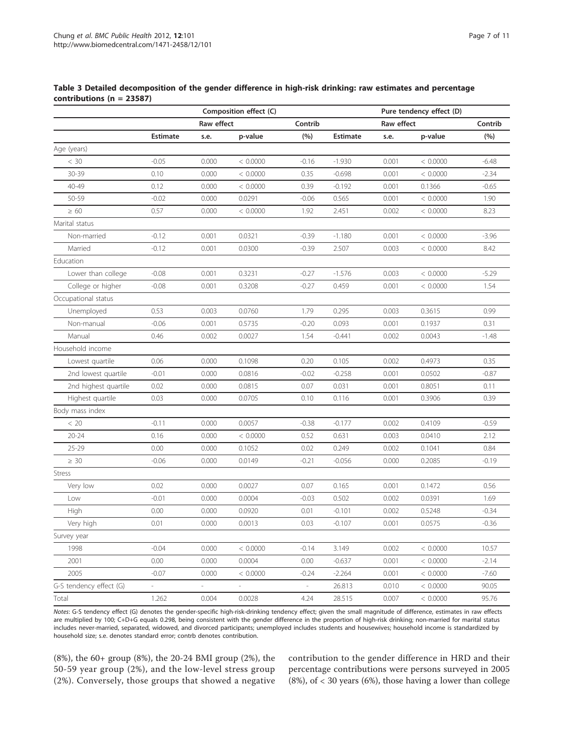**Table 3 Detailed decomposition of the gender difference in high-risk drinking: raw estimates and percentage contributions (n = 23587)**

| | Composition effect (C) | | | | Pure tendency effect (D) | | | |
|---|---|---|---|---|---|---|---|---|
| | Raw effect | | | Contrib | Raw effect | | | Contrib |
| | Estimate | s.e. | p-value | (%) | Estimate | s.e. | p-value | (%) |
| Age (years) | | | | | | | | |
| < 30 | -0.05 | 0.000 | < 0.0000 | -0.16 | -1.930 | 0.001 | < 0.0000 | -6.48 |
| 30-39 | 0.10 | 0.000 | < 0.0000 | 0.35 | -0.698 | 0.001 | < 0.0000 | -2.34 |
| 40-49 | 0.12 | 0.000 | < 0.0000 | 0.39 | -0.192 | 0.001 | 0.1366 | -0.65 |
| 50-59 | -0.02 | 0.000 | 0.0291 | -0.06 | 0.565 | 0.001 | < 0.0000 | 1.90 |
| ≥ 60 | 0.57 | 0.000 | < 0.0000 | 1.92 | 2.451 | 0.002 | < 0.0000 | 8.23 |
| Marital status | | | | | | | | |
| Non-married | -0.12 | 0.001 | 0.0321 | -0.39 | -1.180 | 0.001 | < 0.0000 | -3.96 |
| Married | -0.12 | 0.001 | 0.0300 | -0.39 | 2.507 | 0.003 | < 0.0000 | 8.42 |
| Education | | | | | | | | |
| Lower than college | -0.08 | 0.001 | 0.3231 | -0.27 | -1.576 | 0.003 | < 0.0000 | -5.29 |
| College or higher | -0.08 | 0.001 | 0.3208 | -0.27 | 0.459 | 0.001 | < 0.0000 | 1.54 |
| Occupational status | | | | | | | | |
| Unemployed | 0.53 | 0.003 | 0.0760 | 1.79 | 0.295 | 0.003 | 0.3615 | 0.99 |
| Non-manual | -0.06 | 0.001 | 0.5735 | -0.20 | 0.093 | 0.001 | 0.1937 | 0.31 |
| Manual | 0.46 | 0.002 | 0.0027 | 1.54 | -0.441 | 0.002 | 0.0043 | -1.48 |
| Household income | | | | | | | | |
| Lowest quartile | 0.06 | 0.000 | 0.1098 | 0.20 | 0.105 | 0.002 | 0.4973 | 0.35 |
| 2nd lowest quartile | -0.01 | 0.000 | 0.0816 | -0.02 | -0.258 | 0.001 | 0.0502 | -0.87 |
| 2nd highest quartile | 0.02 | 0.000 | 0.0815 | 0.07 | 0.031 | 0.001 | 0.8051 | 0.11 |
| Highest quartile | 0.03 | 0.000 | 0.0705 | 0.10 | 0.116 | 0.001 | 0.3906 | 0.39 |
| Body mass index | | | | | | | | |
| < 20 | -0.11 | 0.000 | 0.0057 | -0.38 | -0.177 | 0.002 | 0.4109 | -0.59 |
| 20-24 | 0.16 | 0.000 | < 0.0000 | 0.52 | 0.631 | 0.003 | 0.0410 | 2.12 |
| 25-29 | 0.00 | 0.000 | 0.1052 | 0.02 | 0.249 | 0.002 | 0.1041 | 0.84 |
| ≥ 30 | -0.06 | 0.000 | 0.0149 | -0.21 | -0.056 | 0.000 | 0.2085 | -0.19 |
| Stress | | | | | | | | |
| Very low | 0.02 | 0.000 | 0.0027 | 0.07 | 0.165 | 0.001 | 0.1472 | 0.56 |
| Low | -0.01 | 0.000 | 0.0004 | -0.03 | 0.502 | 0.002 | 0.0391 | 1.69 |
| High | 0.00 | 0.000 | 0.0920 | 0.01 | -0.101 | 0.002 | 0.5248 | -0.34 |
| Very high | 0.01 | 0.000 | 0.0013 | 0.03 | -0.107 | 0.001 | 0.0575 | -0.36 |
| Survey year | | | | | | | | |
| 1998 | -0.04 | 0.000 | < 0.0000 | -0.14 | 3.149 | 0.002 | < 0.0000 | 10.57 |
| 2001 | 0.00 | 0.000 | 0.0004 | 0.00 | -0.637 | 0.001 | < 0.0000 | -2.14 |
| 2005 | -0.07 | 0.000 | < 0.0000 | -0.24 | -2.264 | 0.001 | < 0.0000 | -7.60 |
| G-S tendency effect (G) | - | - | - | - | 26.813 | 0.010 | < 0.0000 | 90.05 |
| Total | 1.262 | 0.004 | 0.0028 | 4.24 | 28.515 | 0.007 | < 0.0000 | 95.76 |

*Notes*: G-S tendency effect (G) denotes the gender-specific high-risk-drinking tendency effect; given the small magnitude of difference, estimates in raw effects are multiplied by 100; C+D+G equals 0.298, being consistent with the gender difference in the proportion of high-risk drinking; non-married for marital status includes never-married, separated, widowed, and divorced participants; unemployed includes students and housewives; household income is standardized by household size; s.e. denotes standard error; contrb denotes contribution.

(8%), the 60+ group (8%), the 20-24 BMI group (2%), the 50-59 year group (2%), and the low-level stress group (2%). Conversely, those groups that showed a negative contribution to the gender difference in HRD and their percentage contributions were persons surveyed in 2005 (8%), of < 30 years (6%), those having a lower than college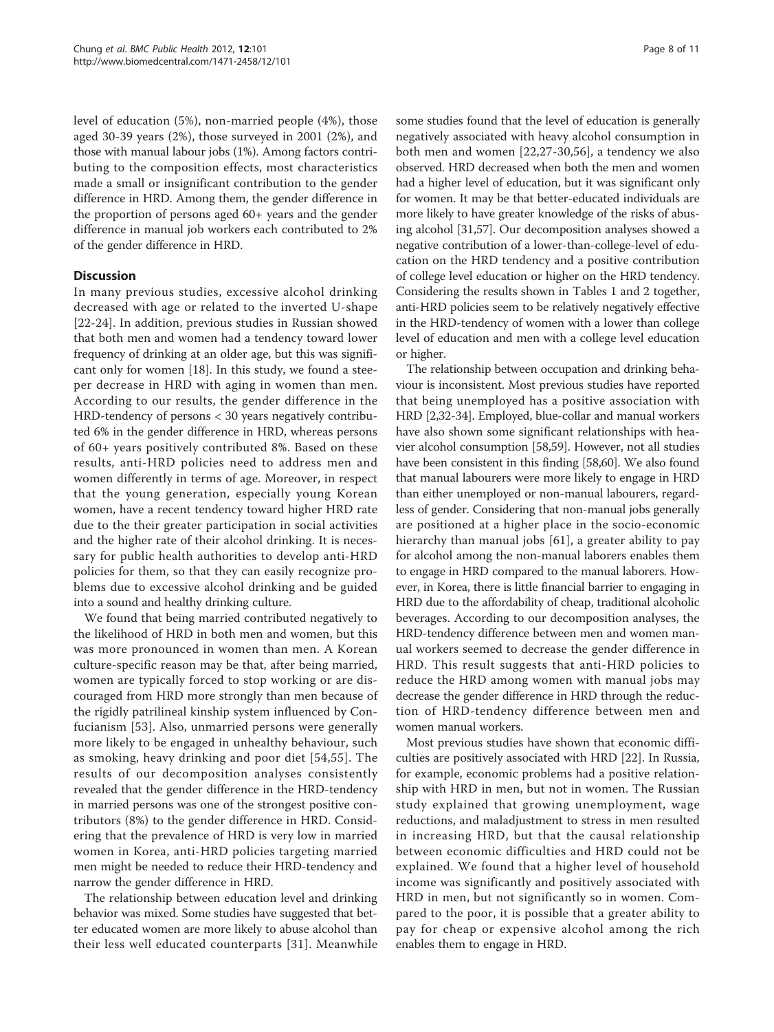level of education (5%), non-married people (4%), those aged 30-39 years (2%), those surveyed in 2001 (2%), and those with manual labour jobs (1%). Among factors contributing to the composition effects, most characteristics made a small or insignificant contribution to the gender difference in HRD. Among them, the gender difference in the proportion of persons aged 60+ years and the gender difference in manual job workers each contributed to 2% of the gender difference in HRD.

## Discussion

In many previous studies, excessive alcohol drinking decreased with age or related to the inverted U-shape [22-24]. In addition, previous studies in Russian showed that both men and women had a tendency toward lower frequency of drinking at an older age, but this was significant only for women [18]. In this study, we found a steeper decrease in HRD with aging in women than men. According to our results, the gender difference in the HRD-tendency of persons < 30 years negatively contributed 6% in the gender difference in HRD, whereas persons of 60+ years positively contributed 8%. Based on these results, anti-HRD policies need to address men and women differently in terms of age. Moreover, in respect that the young generation, especially young Korean women, have a recent tendency toward higher HRD rate due to the their greater participation in social activities and the higher rate of their alcohol drinking. It is necessary for public health authorities to develop anti-HRD policies for them, so that they can easily recognize problems due to excessive alcohol drinking and be guided into a sound and healthy drinking culture.

We found that being married contributed negatively to the likelihood of HRD in both men and women, but this was more pronounced in women than men. A Korean culture-specific reason may be that, after being married, women are typically forced to stop working or are discouraged from HRD more strongly than men because of the rigidly patrilineal kinship system influenced by Confucianism [53]. Also, unmarried persons were generally more likely to be engaged in unhealthy behaviour, such as smoking, heavy drinking and poor diet [54,55]. The results of our decomposition analyses consistently revealed that the gender difference in the HRD-tendency in married persons was one of the strongest positive contributors (8%) to the gender difference in HRD. Considering that the prevalence of HRD is very low in married women in Korea, anti-HRD policies targeting married men might be needed to reduce their HRD-tendency and narrow the gender difference in HRD.

The relationship between education level and drinking behavior was mixed. Some studies have suggested that better educated women are more likely to abuse alcohol than their less well educated counterparts [31]. Meanwhile some studies found that the level of education is generally negatively associated with heavy alcohol consumption in both men and women [22,27-30,56], a tendency we also observed. HRD decreased when both the men and women had a higher level of education, but it was significant only for women. It may be that better-educated individuals are more likely to have greater knowledge of the risks of abusing alcohol [31,57]. Our decomposition analyses showed a negative contribution of a lower-than-college-level of education on the HRD tendency and a positive contribution of college level education or higher on the HRD tendency. Considering the results shown in Tables 1 and 2 together, anti-HRD policies seem to be relatively negatively effective in the HRD-tendency of women with a lower than college level of education and men with a college level education or higher.

The relationship between occupation and drinking behaviour is inconsistent. Most previous studies have reported that being unemployed has a positive association with HRD [2,32-34]. Employed, blue-collar and manual workers have also shown some significant relationships with heavier alcohol consumption [58,59]. However, not all studies have been consistent in this finding [58,60]. We also found that manual labourers were more likely to engage in HRD than either unemployed or non-manual labourers, regardless of gender. Considering that non-manual jobs generally are positioned at a higher place in the socio-economic hierarchy than manual jobs [61], a greater ability to pay for alcohol among the non-manual laborers enables them to engage in HRD compared to the manual laborers. However, in Korea, there is little financial barrier to engaging in HRD due to the affordability of cheap, traditional alcoholic beverages. According to our decomposition analyses, the HRD-tendency difference between men and women manual workers seemed to decrease the gender difference in HRD. This result suggests that anti-HRD policies to reduce the HRD among women with manual jobs may decrease the gender difference in HRD through the reduction of HRD-tendency difference between men and women manual workers.

Most previous studies have shown that economic difficulties are positively associated with HRD [22]. In Russia, for example, economic problems had a positive relationship with HRD in men, but not in women. The Russian study explained that growing unemployment, wage reductions, and maladjustment to stress in men resulted in increasing HRD, but that the causal relationship between economic difficulties and HRD could not be explained. We found that a higher level of household income was significantly and positively associated with HRD in men, but not significantly so in women. Compared to the poor, it is possible that a greater ability to pay for cheap or expensive alcohol among the rich enables them to engage in HRD.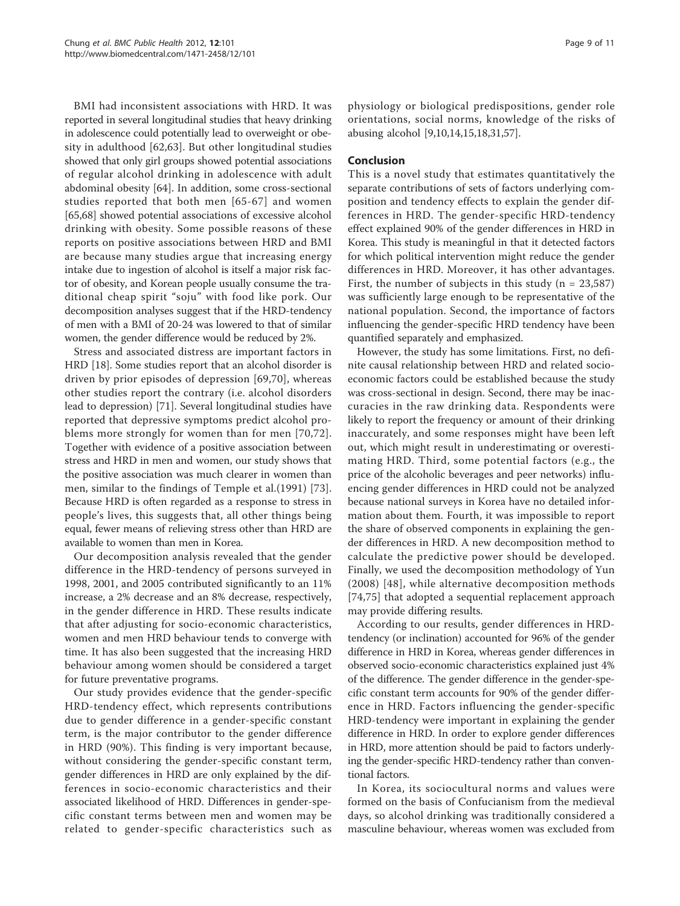BMI had inconsistent associations with HRD. It was reported in several longitudinal studies that heavy drinking in adolescence could potentially lead to overweight or obesity in adulthood [62,63]. But other longitudinal studies showed that only girl groups showed potential associations of regular alcohol drinking in adolescence with adult abdominal obesity [64]. In addition, some cross-sectional studies reported that both men [65-67] and women [65,68] showed potential associations of excessive alcohol drinking with obesity. Some possible reasons of these reports on positive associations between HRD and BMI are because many studies argue that increasing energy intake due to ingestion of alcohol is itself a major risk factor of obesity, and Korean people usually consume the traditional cheap spirit "soju" with food like pork. Our decomposition analyses suggest that if the HRD-tendency of men with a BMI of 20-24 was lowered to that of similar women, the gender difference would be reduced by 2%.

Stress and associated distress are important factors in HRD [18]. Some studies report that an alcohol disorder is driven by prior episodes of depression [69,70], whereas other studies report the contrary (i.e. alcohol disorders lead to depression) [71]. Several longitudinal studies have reported that depressive symptoms predict alcohol problems more strongly for women than for men [70,72]. Together with evidence of a positive association between stress and HRD in men and women, our study shows that the positive association was much clearer in women than men, similar to the findings of Temple et al.(1991) [73]. Because HRD is often regarded as a response to stress in people's lives, this suggests that, all other things being equal, fewer means of relieving stress other than HRD are available to women than men in Korea.

Our decomposition analysis revealed that the gender difference in the HRD-tendency of persons surveyed in 1998, 2001, and 2005 contributed significantly to an 11% increase, a 2% decrease and an 8% decrease, respectively, in the gender difference in HRD. These results indicate that after adjusting for socio-economic characteristics, women and men HRD behaviour tends to converge with time. It has also been suggested that the increasing HRD behaviour among women should be considered a target for future preventative programs.

Our study provides evidence that the gender-specific HRD-tendency effect, which represents contributions due to gender difference in a gender-specific constant term, is the major contributor to the gender difference in HRD (90%). This finding is very important because, without considering the gender-specific constant term, gender differences in HRD are only explained by the differences in socio-economic characteristics and their associated likelihood of HRD. Differences in gender-specific constant terms between men and women may be related to gender-specific characteristics such as physiology or biological predispositions, gender role orientations, social norms, knowledge of the risks of abusing alcohol [9,10,14,15,18,31,57].

## Conclusion

This is a novel study that estimates quantitatively the separate contributions of sets of factors underlying composition and tendency effects to explain the gender differences in HRD. The gender-specific HRD-tendency effect explained 90% of the gender differences in HRD in Korea. This study is meaningful in that it detected factors for which political intervention might reduce the gender differences in HRD. Moreover, it has other advantages. First, the number of subjects in this study (n = 23,587) was sufficiently large enough to be representative of the national population. Second, the importance of factors influencing the gender-specific HRD tendency have been quantified separately and emphasized.

However, the study has some limitations. First, no definite causal relationship between HRD and related socio-economic factors could be established because the study was cross-sectional in design. Second, there may be inaccuracies in the raw drinking data. Respondents were likely to report the frequency or amount of their drinking inaccurately, and some responses might have been left out, which might result in underestimating or overestimating HRD. Third, some potential factors (e.g., the price of the alcoholic beverages and peer networks) influencing gender differences in HRD could not be analyzed because national surveys in Korea have no detailed information about them. Fourth, it was impossible to report the share of observed components in explaining the gender differences in HRD. A new decomposition method to calculate the predictive power should be developed. Finally, we used the decomposition methodology of Yun (2008) [48], while alternative decomposition methods [74,75] that adopted a sequential replacement approach may provide differing results.

According to our results, gender differences in HRD-tendency (or inclination) accounted for 96% of the gender difference in HRD in Korea, whereas gender differences in observed socio-economic characteristics explained just 4% of the difference. The gender difference in the gender-specific constant term accounts for 90% of the gender difference in HRD. Factors influencing the gender-specific HRD-tendency were important in explaining the gender difference in HRD. In order to explore gender differences in HRD, more attention should be paid to factors underlying the gender-specific HRD-tendency rather than conventional factors.

In Korea, its sociocultural norms and values were formed on the basis of Confucianism from the medieval days, so alcohol drinking was traditionally considered a masculine behaviour, whereas women was excluded from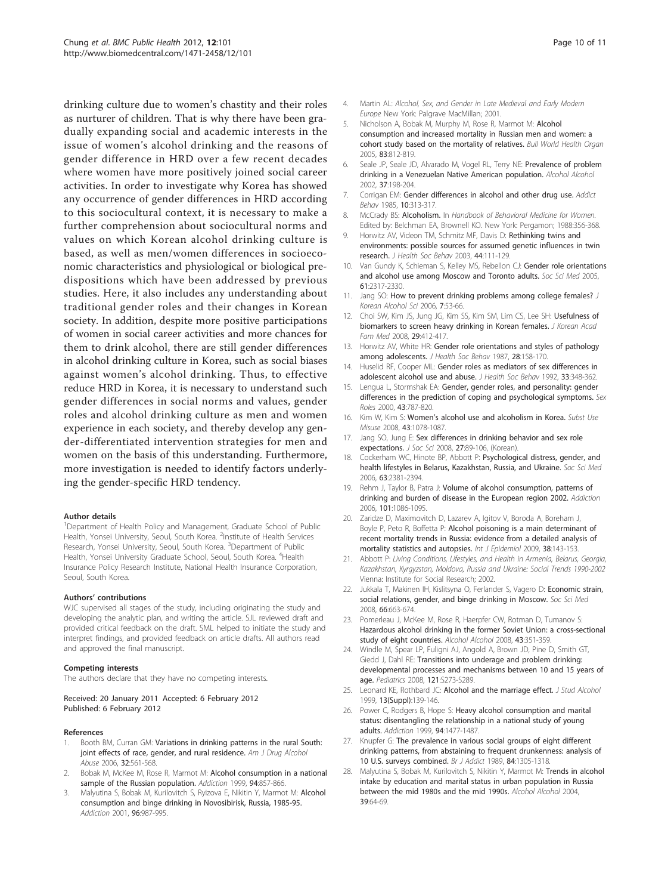drinking culture due to women's chastity and their roles as nurturer of children. That is why there have been gradually expanding social and academic interests in the issue of women's alcohol drinking and the reasons of gender difference in HRD over a few recent decades where women have more positively joined social career activities. In order to investigate why Korea has showed any occurrence of gender differences in HRD according to this sociocultural context, it is necessary to make a further comprehension about sociocultural norms and values on which Korean alcohol drinking culture is based, as well as men/women differences in socioeconomic characteristics and physiological or biological predispositions which have been addressed by previous studies. Here, it also includes any understanding about traditional gender roles and their changes in Korean society. In addition, despite more positive participations of women in social career activities and more chances for them to drink alcohol, there are still gender differences in alcohol drinking culture in Korea, such as social biases against women's alcohol drinking. Thus, to effective reduce HRD in Korea, it is necessary to understand such gender differences in social norms and values, gender roles and alcohol drinking culture as men and women experience in each society, and thereby develop any gender-differentiated intervention strategies for men and women on the basis of this understanding. Furthermore, more investigation is needed to identify factors underlying the gender-specific HRD tendency.

#### Author details

[1]Department of Health Policy and Management, Graduate School of Public Health, Yonsei University, Seoul, South Korea. [2]Institute of Health Services Research, Yonsei University, Seoul, South Korea. [3]Department of Public Health, Yonsei University Graduate School, Seoul, South Korea. [4]Health Insurance Policy Research Institute, National Health Insurance Corporation, Seoul, South Korea.

#### Authors' contributions

WJC supervised all stages of the study, including originating the study and developing the analytic plan, and writing the article. SJL reviewed draft and provided critical feedback on the draft. SML helped to initiate the study and interpret findings, and provided feedback on article drafts. All authors read and approved the final manuscript.

#### Competing interests

The authors declare that they have no competing interests.

Received: 20 January 2011 Accepted: 6 February 2012
Published: 6 February 2012

#### References

1. Booth BM, Curran GM: **Variations in drinking patterns in the rural South: joint effects of race, gender, and rural residence.** *Am J Drug Alcohol Abuse* 2006, **32**:561-568.
2. Bobak M, McKee M, Rose R, Marmot M: **Alcohol consumption in a national sample of the Russian population.** *Addiction* 1999, **94**:857-866.
3. Malyutina S, Bobak M, Kurilovitch S, Ryizova E, Nikitin Y, Marmot M: **Alcohol consumption and binge drinking in Novosibirisk, Russia, 1985-95.** *Addiction* 2001, **96**:987-995.
4. Martin AL: *Alcohol, Sex, and Gender in Late Medieval and Early Modern Europe* New York: Palgrave MacMillan; 2001.
5. Nicholson A, Bobak M, Murphy M, Rose R, Marmot M: **Alcohol consumption and increased mortality in Russian men and women: a cohort study based on the mortality of relatives.** *Bull World Health Organ* 2005, **83**:812-819.
6. Seale JP, Seale JD, Alvarado M, Vogel RL, Terry NE: **Prevalence of problem drinking in a Venezuelan Native American population.** *Alcohol Alcohol* 2002, **37**:198-204.
7. Corrigan EM: **Gender differences in alcohol and other drug use.** *Addict Behav* 1985, **10**:313-317.
8. McCrady BS: **Alcoholism.** In *Handbook of Behavioral Medicine for Women.* Edited by: Belchman EA, Brownell KO. New York: Pergamon; 1988:356-368.
9. Horwitz AV, Videon TM, Schmitz MF, Davis D: **Rethinking twins and environments: possible sources for assumed genetic influences in twin research.** *J Health Soc Behav* 2003, **44**:111-129.
10. Van Gundy K, Schieman S, Kelley MS, Rebellon CJ: **Gender role orientations and alcohol use among Moscow and Toronto adults.** *Soc Sci Med* 2005, **61**:2317-2330.
11. Jang SO: **How to prevent drinking problems among college females?** *J Korean Alcohol Sci* 2006, **7**:53-66.
12. Choi SW, Kim JS, Jung JG, Kim SS, Kim SM, Lim CS, Lee SH: **Usefulness of biomarkers to screen heavy drinking in Korean females.** *J Korean Acad Fam Med* 2008, **29**:412-417.
13. Horwitz AV, White HR: **Gender role orientations and styles of pathology among adolescents.** *J Health Soc Behav* 1987, **28**:158-170.
14. Huselid RF, Cooper ML: **Gender roles as mediators of sex differences in adolescent alcohol use and abuse.** *J Health Soc Behav* 1992, **33**:348-362.
15. Lengua L, Stormshak EA: **Gender, gender roles, and personality: gender differences in the prediction of coping and psychological symptoms.** *Sex Roles* 2000, **43**:787-820.
16. Kim W, Kim S: **Women's alcohol use and alcoholism in Korea.** *Subst Use Misuse* 2008, **43**:1078-1087.
17. Jang SO, Jung E: **Sex differences in drinking behavior and sex role expectations.** *J Soc Sci* 2008, **27**:89-106, (Korean).
18. Cockerham WC, Hinote BP, Abbott P: **Psychological distress, gender, and health lifestyles in Belarus, Kazakhstan, Russia, and Ukraine.** *Soc Sci Med* 2006, **63**:2381-2394.
19. Rehm J, Taylor B, Patra J: **Volume of alcohol consumption, patterns of drinking and burden of disease in the European region 2002.** *Addiction* 2006, **101**:1086-1095.
20. Zaridze D, Maximovitch D, Lazarev A, Igitov V, Boroda A, Boreham J, Boyle P, Peto R, Boffetta P: **Alcohol poisoning is a main determinant of recent mortality trends in Russia: evidence from a detailed analysis of mortality statistics and autopsies.** *Int J Epidemiol* 2009, **38**:143-153.
21. Abbott P: *Living Conditions, Lifestyles, and Health in Armenia, Belarus, Georgia, Kazakhstan, Kyrgyzstan, Moldova, Russia and Ukraine: Social Trends 1990-2002* Vienna: Institute for Social Research; 2002.
22. Jukkala T, Makinen IH, Kislitsyna O, Ferlander S, Vagero D: **Economic strain, social relations, gender, and binge drinking in Moscow.** *Soc Sci Med* 2008, **66**:663-674.
23. Pomerleau J, McKee M, Rose R, Haerpfer CW, Rotman D, Tumanov S: **Hazardous alcohol drinking in the former Soviet Union: a cross-sectional study of eight countries.** *Alcohol Alcohol* 2008, **43**:351-359.
24. Windle M, Spear LP, Fuligni AJ, Angold A, Brown JD, Pine D, Smith GT, Giedd J, Dahl RE: **Transitions into underage and problem drinking: developmental processes and mechanisms between 10 and 15 years of age.** *Pediatrics* 2008, **121**:S273-S289.
25. Leonard KE, Rothbard JC: **Alcohol and the marriage effect.** *J Stud Alcohol* 1999, **13(Suppl)**:139-146.
26. Power C, Rodgers B, Hope S: **Heavy alcohol consumption and marital status: disentangling the relationship in a national study of young adults.** *Addiction* 1999, **94**:1477-1487.
27. Knupfer G: **The prevalence in various social groups of eight different drinking patterns, from abstaining to frequent drunkenness: analysis of 10 U.S. surveys combined.** *Br J Addict* 1989, **84**:1305-1318.
28. Malyutina S, Bobak M, Kurilovitch S, Nikitin Y, Marmot M: **Trends in alcohol intake by education and marital status in urban population in Russia between the mid 1980s and the mid 1990s.** *Alcohol Alcohol* 2004, **39**:64-69.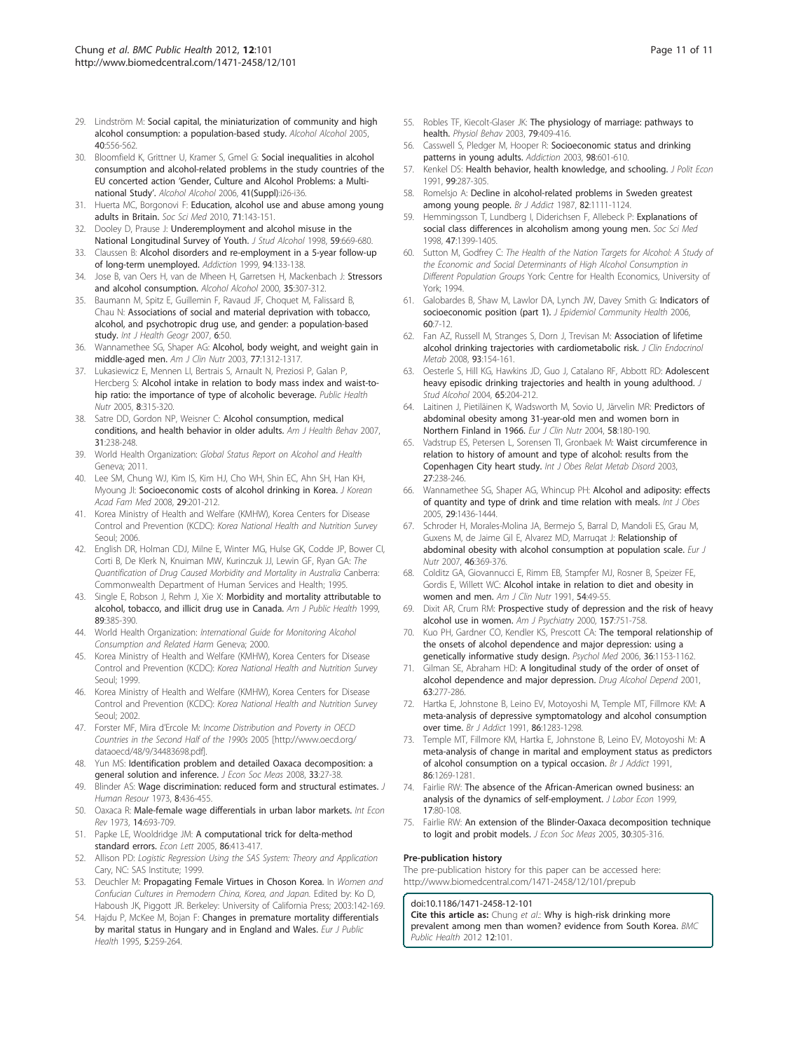29. Lindström M: Social capital, the miniaturization of community and high alcohol consumption: a population-based study. *Alcohol Alcohol* 2005, 40:556-562.
30. Bloomfield K, Grittner U, Kramer S, Gmel G: Social inequalities in alcohol consumption and alcohol-related problems in the study countries of the EU concerted action 'Gender, Culture and Alcohol Problems: a Multi-national Study'. *Alcohol Alcohol* 2006, 41(Suppl):i26-i36.
31. Huerta MC, Borgonovi F: Education, alcohol use and abuse among young adults in Britain. *Soc Sci Med* 2010, 71:143-151.
32. Dooley D, Prause J: Underemployment and alcohol misuse in the National Longitudinal Survey of Youth. *J Stud Alcohol* 1998, 59:669-680.
33. Claussen B: Alcohol disorders and re-employment in a 5-year follow-up of long-term unemployed. *Addiction* 1999, 94:133-138.
34. Jose B, van Oers H, van de Mheen H, Garretsen H, Mackenbach J: Stressors and alcohol consumption. *Alcohol Alcohol* 2000, 35:307-312.
35. Baumann M, Spitz E, Guillemin F, Ravaud JF, Choquet M, Falissard B, Chau N: Associations of social and material deprivation with tobacco, alcohol, and psychotropic drug use, and gender: a population-based study. *Int J Health Geogr* 2007, 6:50.
36. Wannamethee SG, Shaper AG: Alcohol, body weight, and weight gain in middle-aged men. *Am J Clin Nutr* 2003, 77:1312-1317.
37. Lukasiewicz E, Mennen LI, Bertrais S, Arnault N, Preziosi P, Galan P, Hercberg S: Alcohol intake in relation to body mass index and waist-to-hip ratio: the importance of type of alcoholic beverage. *Public Health Nutr* 2005, 8:315-320.
38. Satre DD, Gordon NP, Weisner C: Alcohol consumption, medical conditions, and health behavior in older adults. *Am J Health Behav* 2007, 31:238-248.
39. World Health Organization: *Global Status Report on Alcohol and Health* Geneva; 2011.
40. Lee SM, Chung WJ, Kim IS, Kim HJ, Cho WH, Shin EC, Ahn SH, Han KH, Myoung JI: Socioeconomic costs of alcohol drinking in Korea. *J Korean Acad Fam Med* 2008, 29:201-212.
41. Korea Ministry of Health and Welfare (KMHW), Korea Centers for Disease Control and Prevention (KCDC): *Korea National Health and Nutrition Survey* Seoul; 2006.
42. English DR, Holman CDJ, Milne E, Winter MG, Hulse GK, Codde JP, Bower CI, Corti B, De Klerk N, Knuiman MW, Kurinczuk JJ, Lewin GF, Ryan GA: *The Quantification of Drug Caused Morbidity and Mortality in Australia* Canberra: Commonwealth Department of Human Services and Health; 1995.
43. Single E, Robson J, Rehm J, Xie X: Morbidity and mortality attributable to alcohol, tobacco, and illicit drug use in Canada. *Am J Public Health* 1999, 89:385-390.
44. World Health Organization: *International Guide for Monitoring Alcohol Consumption and Related Harm* Geneva; 2000.
45. Korea Ministry of Health and Welfare (KMHW), Korea Centers for Disease Control and Prevention (KCDC): *Korea National Health and Nutrition Survey* Seoul; 1999.
46. Korea Ministry of Health and Welfare (KMHW), Korea Centers for Disease Control and Prevention (KCDC): *Korea National Health and Nutrition Survey* Seoul; 2002.
47. Forster MF, Mira d'Ercole M: *Income Distribution and Poverty in OECD Countries in the Second Half of the 1990s* 2005 [http://www.oecd.org/dataoecd/48/9/34483698.pdf].
48. Yun MS: Identification problem and detailed Oaxaca decomposition: a general solution and inference. *J Econ Soc Meas* 2008, 33:27-38.
49. Blinder AS: Wage discrimination: reduced form and structural estimates. *J Human Resour* 1973, 8:436-455.
50. Oaxaca R: Male-female wage differentials in urban labor markets. *Int Econ Rev* 1973, 14:693-709.
51. Papke LE, Wooldridge JM: A computational trick for delta-method standard errors. *Econ Lett* 2005, 86:413-417.
52. Allison PD: *Logistic Regression Using the SAS System: Theory and Application* Cary, NC: SAS Institute; 1999.
53. Deuchler M: Propagating Female Virtues in Choson Korea. In *Women and Confucian Cultures in Premodern China, Korea, and Japan.* Edited by: Ko D, Haboush JK, Piggott JR. Berkeley: University of California Press; 2003:142-169.
54. Hajdu P, McKee M, Bojan F: Changes in premature mortality differentials by marital status in Hungary and in England and Wales. *Eur J Public Health* 1995, 5:259-264.
55. Robles TF, Kiecolt-Glaser JK: The physiology of marriage: pathways to health. *Physiol Behav* 2003, 79:409-416.
56. Casswell S, Pledger M, Hooper R: Socioeconomic status and drinking patterns in young adults. *Addiction* 2003, 98:601-610.
57. Kenkel DS: Health behavior, health knowledge, and schooling. *J Polit Econ* 1991, 99:287-305.
58. Romelsjo A: Decline in alcohol-related problems in Sweden greatest among young people. *Br J Addict* 1987, 82:1111-1124.
59. Hemmingsson T, Lundberg I, Diderichsen F, Allebeck P: Explanations of social class differences in alcoholism among young men. *Soc Sci Med* 1998, 47:1399-1405.
60. Sutton M, Godfrey C: *The Health of the Nation Targets for Alcohol: A Study of the Economic and Social Determinants of High Alcohol Consumption in Different Population Groups* York: Centre for Health Economics, University of York; 1994.
61. Galobardes B, Shaw M, Lawlor DA, Lynch JW, Davey Smith G: Indicators of socioeconomic position (part 1). *J Epidemiol Community Health* 2006, 60:7-12.
62. Fan AZ, Russell M, Stranges S, Dorn J, Trevisan M: Association of lifetime alcohol drinking trajectories with cardiometabolic risk. *J Clin Endocrinol Metab* 2008, 93:154-161.
63. Oesterle S, Hill KG, Hawkins JD, Guo J, Catalano RF, Abbott RD: Adolescent heavy episodic drinking trajectories and health in young adulthood. *J Stud Alcohol* 2004, 65:204-212.
64. Laitinen J, Pietiläinen K, Wadsworth M, Sovio U, Järvelin MR: Predictors of abdominal obesity among 31-year-old men and women born in Northern Finland in 1966. *Eur J Clin Nutr* 2004, 58:180-190.
65. Vadstrup ES, Petersen L, Sorensen TI, Gronbaek M: Waist circumference in relation to history of amount and type of alcohol: results from the Copenhagen City heart study. *Int J Obes Relat Metab Disord* 2003, 27:238-246.
66. Wannamethee SG, Shaper AG, Whincup PH: Alcohol and adiposity: effects of quantity and type of drink and time relation with meals. *Int J Obes* 2005, 29:1436-1444.
67. Schroder H, Morales-Molina JA, Bermejo S, Barral D, Mandoli ES, Grau M, Guxens M, de Jaime Gil E, Alvarez MD, Marrugat J: Relationship of abdominal obesity with alcohol consumption at population scale. *Eur J Nutr* 2007, 46:369-376.
68. Colditz GA, Giovannucci E, Rimm EB, Stampfer MJ, Rosner B, Speizer FE, Gordis E, Willett WC: Alcohol intake in relation to diet and obesity in women and men. *Am J Clin Nutr* 1991, 54:49-55.
69. Dixit AR, Crum RM: Prospective study of depression and the risk of heavy alcohol use in women. *Am J Psychiatry* 2000, 157:751-758.
70. Kuo PH, Gardner CO, Kendler KS, Prescott CA: The temporal relationship of the onsets of alcohol dependence and major depression: using a genetically informative study design. *Psychol Med* 2006, 36:1153-1162.
71. Gilman SE, Abraham HD: A longitudinal study of the order of onset of alcohol dependence and major depression. *Drug Alcohol Depend* 2001, 63:277-286.
72. Hartka E, Johnstone B, Leino EV, Motoyoshi M, Temple MT, Fillmore KM: A meta-analysis of depressive symptomatology and alcohol consumption over time. *Br J Addict* 1991, 86:1283-1298.
73. Temple MT, Fillmore KM, Hartka E, Johnstone B, Leino EV, Motoyoshi M: A meta-analysis of change in marital and employment status as predictors of alcohol consumption on a typical occasion. *Br J Addict* 1991, 86:1269-1281.
74. Fairlie RW: The absence of the African-American owned business: an analysis of the dynamics of self-employment. *J Labor Econ* 1999, 17:80-108.
75. Fairlie RW: An extension of the Blinder-Oaxaca decomposition technique to logit and probit models. *J Econ Soc Meas* 2005, 30:305-316.

## Pre-publication history

The pre-publication history for this paper can be accessed here:
http://www.biomedcentral.com/1471-2458/12/101/prepub

doi:10.1186/1471-2458-12-101

**Cite this article as:** Chung *et al.*: Why is high-risk drinking more prevalent among men than women? evidence from South Korea. *BMC Public Health* 2012 12:101.